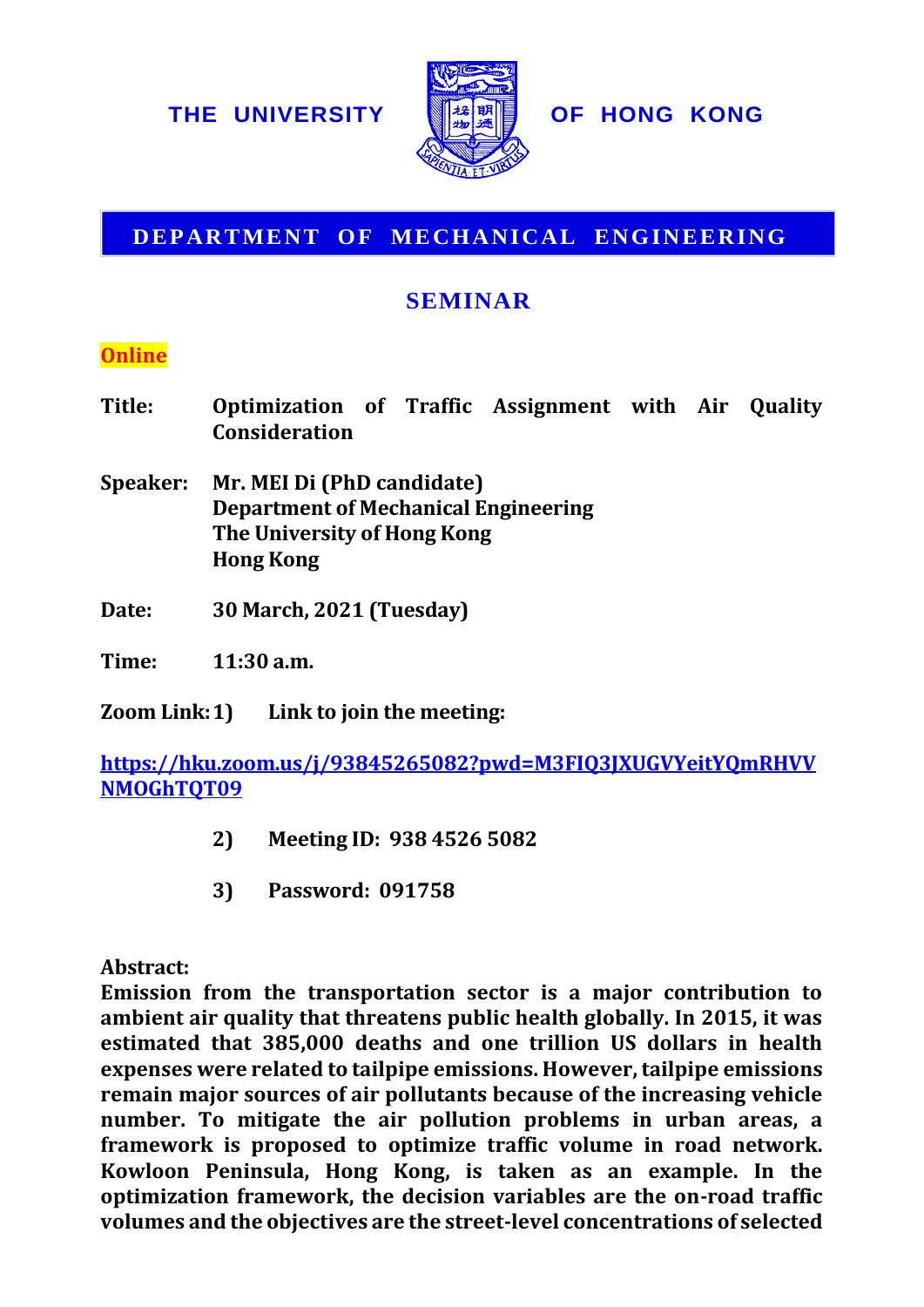# THE UNIVERSITY OF HONG KONG

## DEPARTMENT OF MECHANICAL ENGINEERING

## SEMINAR

**Online**

**Title:** **Optimization of Traffic Assignment with Air Quality Consideration**

**Speaker:** **Mr. MEI Di (PhD candidate)**
**Department of Mechanical Engineering**
**The University of Hong Kong**
**Hong Kong**

**Date:** **30 March, 2021 (Tuesday)**

**Time:** **11:30 a.m.**

**Zoom Link:** **1) Link to join the meeting:**

https://hku.zoom.us/j/93845265082?pwd=M3FIQ3JXUGVYeitYQmRHVVNMOGhTQT09

**2) Meeting ID: 938 4526 5082**

**3) Password: 091758**

**Abstract:**

**Emission from the transportation sector is a major contribution to ambient air quality that threatens public health globally. In 2015, it was estimated that 385,000 deaths and one trillion US dollars in health expenses were related to tailpipe emissions. However, tailpipe emissions remain major sources of air pollutants because of the increasing vehicle number. To mitigate the air pollution problems in urban areas, a framework is proposed to optimize traffic volume in road network. Kowloon Peninsula, Hong Kong, is taken as an example. In the optimization framework, the decision variables are the on-road traffic volumes and the objectives are the street-level concentrations of selected**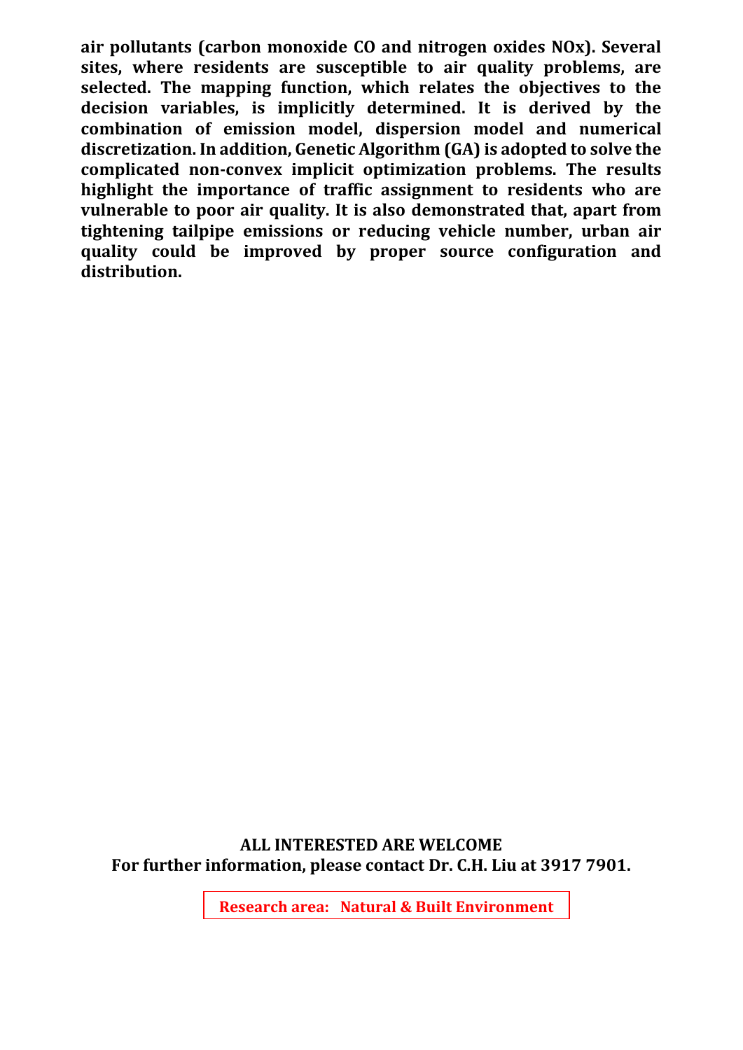**air pollutants (carbon monoxide CO and nitrogen oxides NOx). Several sites, where residents are susceptible to air quality problems, are selected. The mapping function, which relates the objectives to the decision variables, is implicitly determined. It is derived by the combination of emission model, dispersion model and numerical discretization. In addition, Genetic Algorithm (GA) is adopted to solve the complicated non-convex implicit optimization problems. The results highlight the importance of traffic assignment to residents who are vulnerable to poor air quality. It is also demonstrated that, apart from tightening tailpipe emissions or reducing vehicle number, urban air quality could be improved by proper source configuration and distribution.**

**ALL INTERESTED ARE WELCOME**

**For further information, please contact Dr. C.H. Liu at 3917 7901.**

**Research area: Natural & Built Environment**